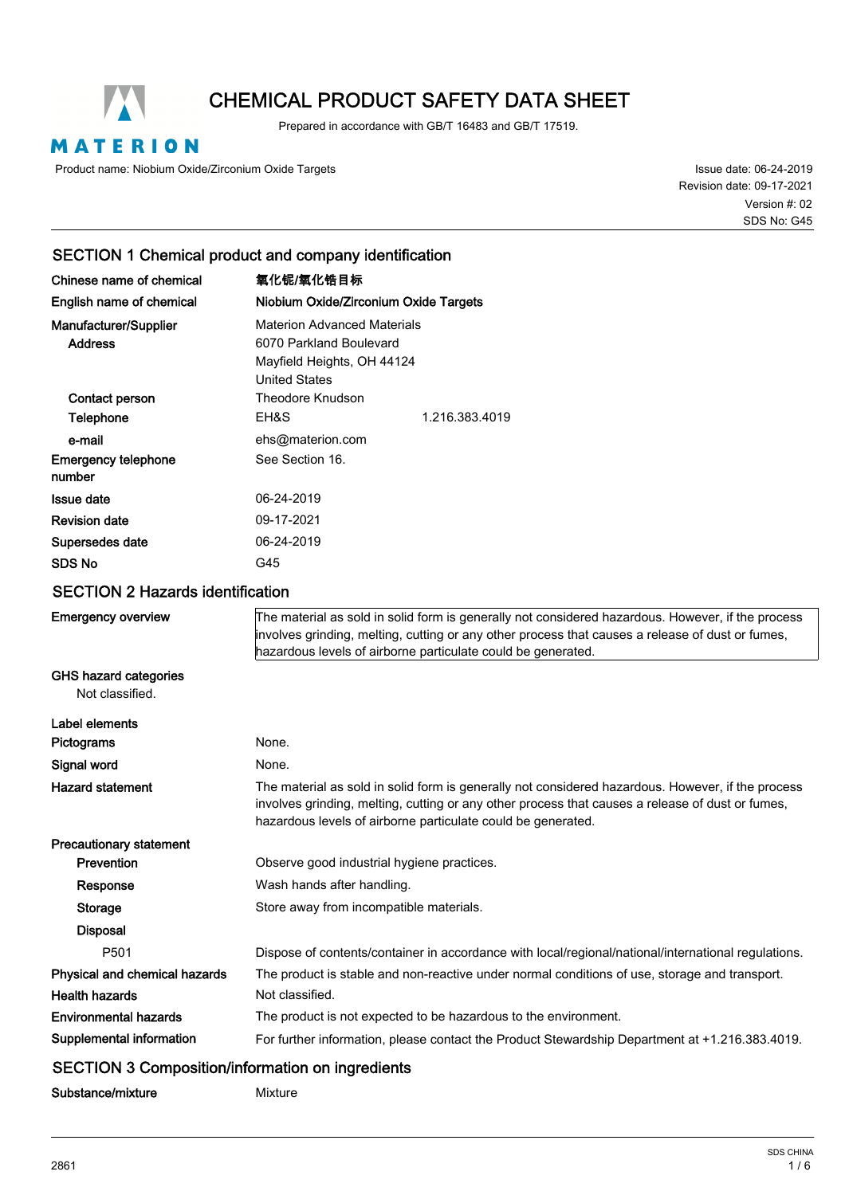# CHEMICAL PRODUCT SAFETY DATA SHEET

Prepared in accordance with GB/T 16483 and GB/T 17519.

Product name: Niobium Oxide/Zirconium Oxide Targets

Issue date: 06-24-2019
Revision date: 09-17-2021
Version #: 02
SDS No: G45

## SECTION 1 Chemical product and company identification

| | | |
|---|---|---|
| **Chinese name of chemical** | **氧化铌/氧化锆目标** | |
| **English name of chemical** | **Niobium Oxide/Zirconium Oxide Targets** | |
| **Manufacturer/Supplier** | Materion Advanced Materials | |
| **Address** | 6070 Parkland Boulevard<br>Mayfield Heights, OH 44124<br>United States | |
| **Contact person** | Theodore Knudson | |
| **Telephone** | EH&S | 1.216.383.4019 |
| **e-mail** | ehs@materion.com | |
| **Emergency telephone number** | See Section 16. | |
| **Issue date** | 06-24-2019 | |
| **Revision date** | 09-17-2021 | |
| **Supersedes date** | 06-24-2019 | |
| **SDS No** | G45 | |

## SECTION 2 Hazards identification

**Emergency overview**

The material as sold in solid form is generally not considered hazardous. However, if the process involves grinding, melting, cutting or any other process that causes a release of dust or fumes, hazardous levels of airborne particulate could be generated.

**GHS hazard categories**

Not classified.

**Label elements**

**Pictograms** None.

**Signal word** None.

**Hazard statement** The material as sold in solid form is generally not considered hazardous. However, if the process involves grinding, melting, cutting or any other process that causes a release of dust or fumes, hazardous levels of airborne particulate could be generated.

**Precautionary statement**

- **Prevention** Observe good industrial hygiene practices.
- **Response** Wash hands after handling.
- **Storage** Store away from incompatible materials.
- **Disposal**
  - P501 Dispose of contents/container in accordance with local/regional/national/international regulations.

**Physical and chemical hazards** The product is stable and non-reactive under normal conditions of use, storage and transport.

**Health hazards** Not classified.

**Environmental hazards** The product is not expected to be hazardous to the environment.

**Supplemental information** For further information, please contact the Product Stewardship Department at +1.216.383.4019.

## SECTION 3 Composition/information on ingredients

**Substance/mixture** Mixture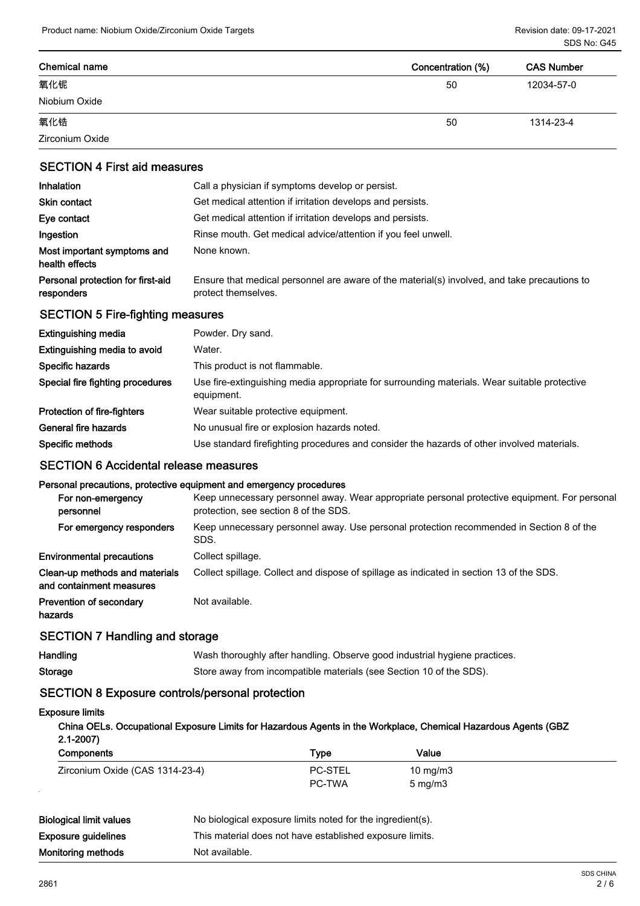| Chemical name | Concentration (%) | CAS Number |
|---|---|---|
| 氧化铌<br>Niobium Oxide | 50 | 12034-57-0 |
| 氧化锆<br>Zirconium Oxide | 50 | 1314-23-4 |

## SECTION 4 First aid measures

| | |
|---|---|
| **Inhalation** | Call a physician if symptoms develop or persist. |
| **Skin contact** | Get medical attention if irritation develops and persists. |
| **Eye contact** | Get medical attention if irritation develops and persists. |
| **Ingestion** | Rinse mouth. Get medical advice/attention if you feel unwell. |
| **Most important symptoms and health effects** | None known. |
| **Personal protection for first-aid responders** | Ensure that medical personnel are aware of the material(s) involved, and take precautions to protect themselves. |

## SECTION 5 Fire-fighting measures

| | |
|---|---|
| **Extinguishing media** | Powder. Dry sand. |
| **Extinguishing media to avoid** | Water. |
| **Specific hazards** | This product is not flammable. |
| **Special fire fighting procedures** | Use fire-extinguishing media appropriate for surrounding materials. Wear suitable protective equipment. |
| **Protection of fire-fighters** | Wear suitable protective equipment. |
| **General fire hazards** | No unusual fire or explosion hazards noted. |
| **Specific methods** | Use standard firefighting procedures and consider the hazards of other involved materials. |

## SECTION 6 Accidental release measures

**Personal precautions, protective equipment and emergency procedures**

| | |
|---|---|
| **For non-emergency personnel** | Keep unnecessary personnel away. Wear appropriate personal protective equipment. For personal protection, see section 8 of the SDS. |
| **For emergency responders** | Keep unnecessary personnel away. Use personal protection recommended in Section 8 of the SDS. |
| **Environmental precautions** | Collect spillage. |
| **Clean-up methods and materials and containment measures** | Collect spillage. Collect and dispose of spillage as indicated in section 13 of the SDS. |
| **Prevention of secondary hazards** | Not available. |

## SECTION 7 Handling and storage

| | |
|---|---|
| **Handling** | Wash thoroughly after handling. Observe good industrial hygiene practices. |
| **Storage** | Store away from incompatible materials (see Section 10 of the SDS). |

## SECTION 8 Exposure controls/personal protection

**Exposure limits**

**China OELs. Occupational Exposure Limits for Hazardous Agents in the Workplace, Chemical Hazardous Agents (GBZ 2.1-2007)**

| Components | Type | Value |
|---|---|---|
| Zirconium Oxide (CAS 1314-23-4) | PC-STEL | 10 mg/m3 |
| | PC-TWA | 5 mg/m3 |

| | |
|---|---|
| **Biological limit values** | No biological exposure limits noted for the ingredient(s). |
| **Exposure guidelines** | This material does not have established exposure limits. |
| **Monitoring methods** | Not available. |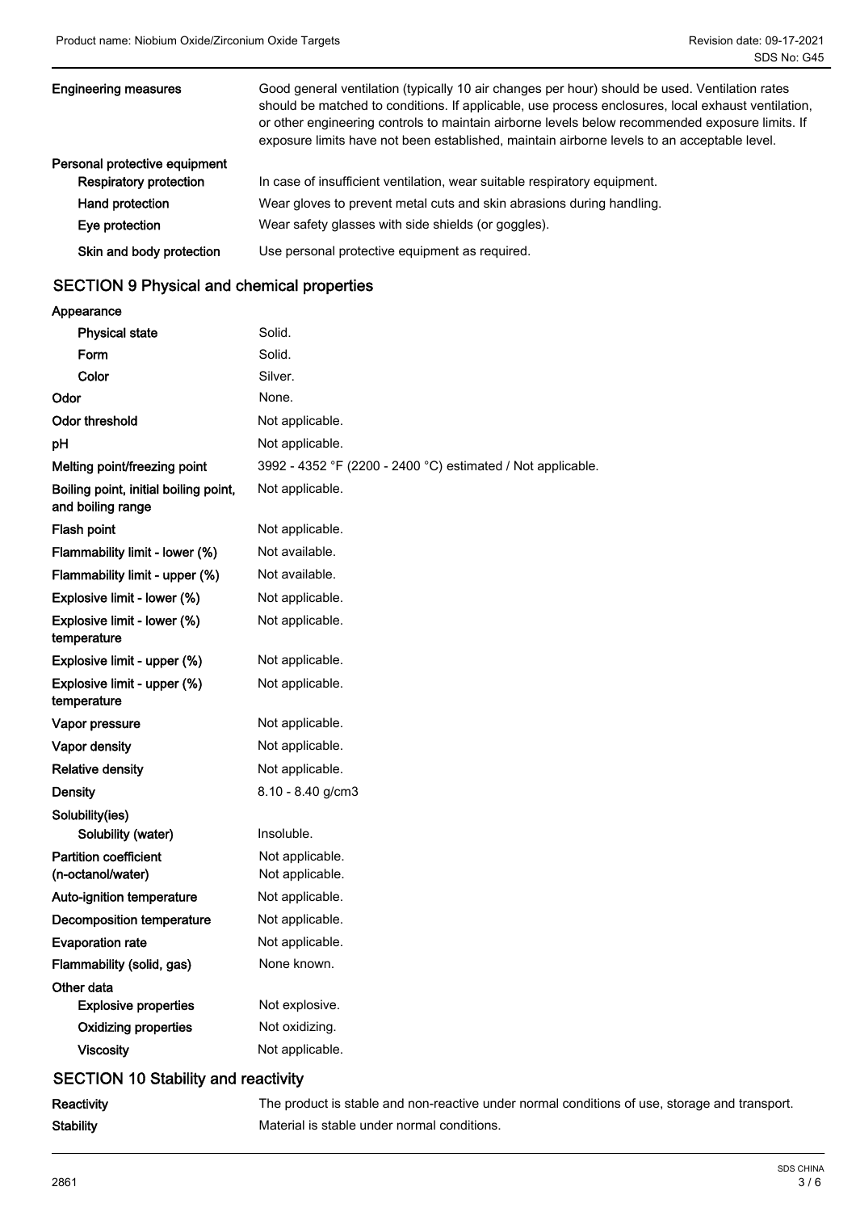| | |
|---|---|
| **Engineering measures** | Good general ventilation (typically 10 air changes per hour) should be used. Ventilation rates should be matched to conditions. If applicable, use process enclosures, local exhaust ventilation, or other engineering controls to maintain airborne levels below recommended exposure limits. If exposure limits have not been established, maintain airborne levels to an acceptable level. |
| **Personal protective equipment** | |
| **Respiratory protection** | In case of insufficient ventilation, wear suitable respiratory equipment. |
| **Hand protection** | Wear gloves to prevent metal cuts and skin abrasions during handling. |
| **Eye protection** | Wear safety glasses with side shields (or goggles). |
| **Skin and body protection** | Use personal protective equipment as required. |

## SECTION 9 Physical and chemical properties

| | |
|---|---|
| **Appearance** | |
| **Physical state** | Solid. |
| **Form** | Solid. |
| **Color** | Silver. |
| **Odor** | None. |
| **Odor threshold** | Not applicable. |
| **pH** | Not applicable. |
| **Melting point/freezing point** | 3992 - 4352 °F (2200 - 2400 °C) estimated / Not applicable. |
| **Boiling point, initial boiling point, and boiling range** | Not applicable. |
| **Flash point** | Not applicable. |
| **Flammability limit - lower (%)** | Not available. |
| **Flammability limit - upper (%)** | Not available. |
| **Explosive limit - lower (%)** | Not applicable. |
| **Explosive limit - lower (%) temperature** | Not applicable. |
| **Explosive limit - upper (%)** | Not applicable. |
| **Explosive limit - upper (%) temperature** | Not applicable. |
| **Vapor pressure** | Not applicable. |
| **Vapor density** | Not applicable. |
| **Relative density** | Not applicable. |
| **Density** | 8.10 - 8.40 g/cm3 |
| **Solubility(ies)** | |
| **Solubility (water)** | Insoluble. |
| **Partition coefficient (n-octanol/water)** | Not applicable.<br>Not applicable. |
| **Auto-ignition temperature** | Not applicable. |
| **Decomposition temperature** | Not applicable. |
| **Evaporation rate** | Not applicable. |
| **Flammability (solid, gas)** | None known. |
| **Other data** | |
| **Explosive properties** | Not explosive. |
| **Oxidizing properties** | Not oxidizing. |
| **Viscosity** | Not applicable. |

## SECTION 10 Stability and reactivity

| | |
|---|---|
| **Reactivity** | The product is stable and non-reactive under normal conditions of use, storage and transport. |
| **Stability** | Material is stable under normal conditions. |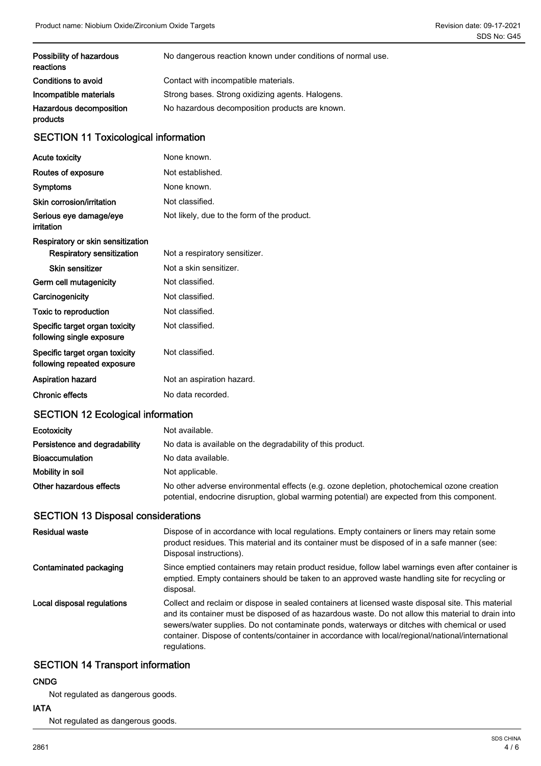| | |
|---|---|
| **Possibility of hazardous reactions** | No dangerous reaction known under conditions of normal use. |
| **Conditions to avoid** | Contact with incompatible materials. |
| **Incompatible materials** | Strong bases. Strong oxidizing agents. Halogens. |
| **Hazardous decomposition products** | No hazardous decomposition products are known. |

## SECTION 11 Toxicological information

| | |
|---|---|
| **Acute toxicity** | None known. |
| **Routes of exposure** | Not established. |
| **Symptoms** | None known. |
| **Skin corrosion/irritation** | Not classified. |
| **Serious eye damage/eye irritation** | Not likely, due to the form of the product. |
| **Respiratory or skin sensitization** | |
| **Respiratory sensitization** | Not a respiratory sensitizer. |
| **Skin sensitizer** | Not a skin sensitizer. |
| **Germ cell mutagenicity** | Not classified. |
| **Carcinogenicity** | Not classified. |
| **Toxic to reproduction** | Not classified. |
| **Specific target organ toxicity following single exposure** | Not classified. |
| **Specific target organ toxicity following repeated exposure** | Not classified. |
| **Aspiration hazard** | Not an aspiration hazard. |
| **Chronic effects** | No data recorded. |

## SECTION 12 Ecological information

| | |
|---|---|
| **Ecotoxicity** | Not available. |
| **Persistence and degradability** | No data is available on the degradability of this product. |
| **Bioaccumulation** | No data available. |
| **Mobility in soil** | Not applicable. |
| **Other hazardous effects** | No other adverse environmental effects (e.g. ozone depletion, photochemical ozone creation potential, endocrine disruption, global warming potential) are expected from this component. |

## SECTION 13 Disposal considerations

| | |
|---|---|
| **Residual waste** | Dispose of in accordance with local regulations. Empty containers or liners may retain some product residues. This material and its container must be disposed of in a safe manner (see: Disposal instructions). |
| **Contaminated packaging** | Since emptied containers may retain product residue, follow label warnings even after container is emptied. Empty containers should be taken to an approved waste handling site for recycling or disposal. |
| **Local disposal regulations** | Collect and reclaim or dispose in sealed containers at licensed waste disposal site. This material and its container must be disposed of as hazardous waste. Do not allow this material to drain into sewers/water supplies. Do not contaminate ponds, waterways or ditches with chemical or used container. Dispose of contents/container in accordance with local/regional/national/international regulations. |

## SECTION 14 Transport information

**CNDG**

Not regulated as dangerous goods.

**IATA**

Not regulated as dangerous goods.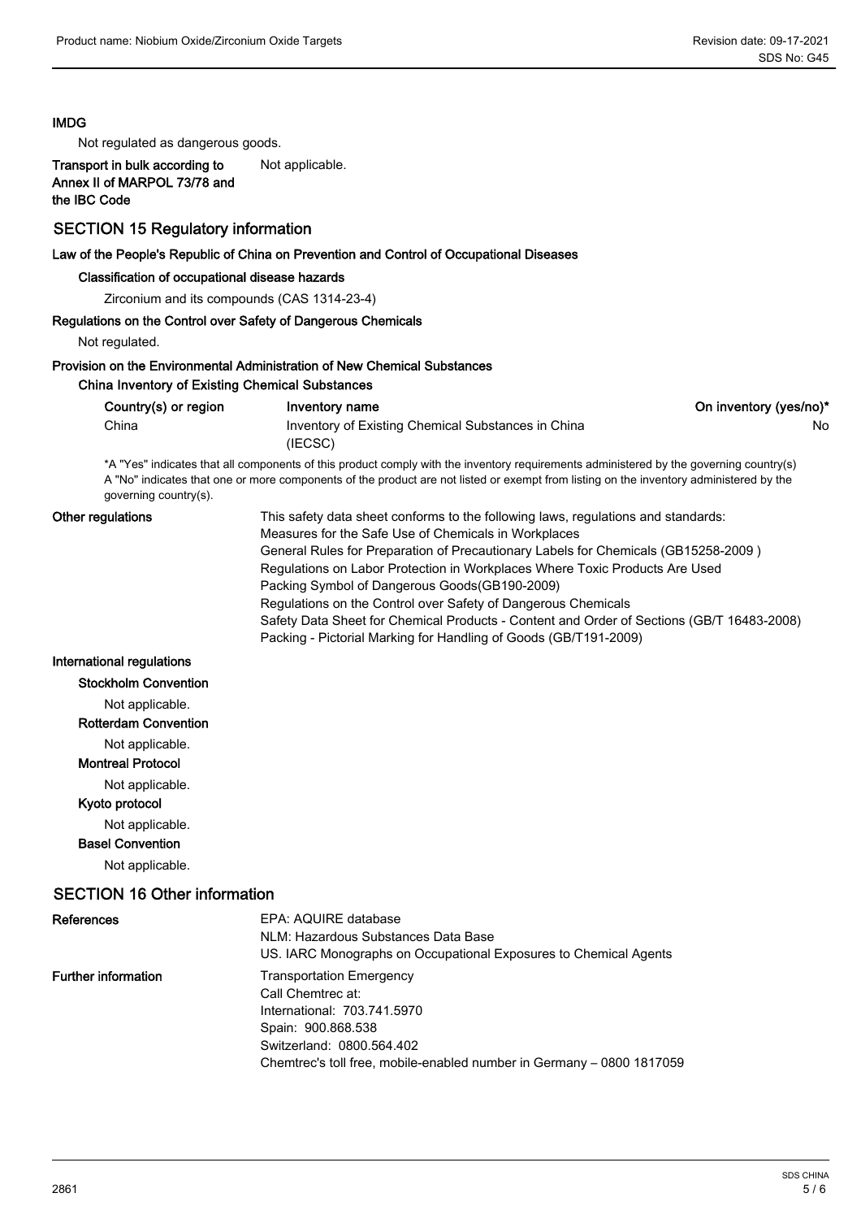**IMDG**

Not regulated as dangerous goods.

**Transport in bulk according to Annex II of MARPOL 73/78 and the IBC Code** Not applicable.

## SECTION 15 Regulatory information

**Law of the People's Republic of China on Prevention and Control of Occupational Diseases**

**Classification of occupational disease hazards**

Zirconium and its compounds (CAS 1314-23-4)

**Regulations on the Control over Safety of Dangerous Chemicals**

Not regulated.

**Provision on the Environmental Administration of New Chemical Substances**

**China Inventory of Existing Chemical Substances**

| Country(s) or region | Inventory name | On inventory (yes/no)* |
| --- | --- | --- |
| China | Inventory of Existing Chemical Substances in China (IECSC) | No |

*A "Yes" indicates that all components of this product comply with the inventory requirements administered by the governing country(s)
A "No" indicates that one or more components of the product are not listed or exempt from listing on the inventory administered by the governing country(s).

**Other regulations**

This safety data sheet conforms to the following laws, regulations and standards:
Measures for the Safe Use of Chemicals in Workplaces
General Rules for Preparation of Precautionary Labels for Chemicals (GB15258-2009 )
Regulations on Labor Protection in Workplaces Where Toxic Products Are Used
Packing Symbol of Dangerous Goods(GB190-2009)
Regulations on the Control over Safety of Dangerous Chemicals
Safety Data Sheet for Chemical Products - Content and Order of Sections (GB/T 16483-2008)
Packing - Pictorial Marking for Handling of Goods (GB/T191-2009)

**International regulations**

**Stockholm Convention**

Not applicable.

**Rotterdam Convention**

Not applicable.

**Montreal Protocol**

Not applicable.

**Kyoto protocol**

Not applicable.

**Basel Convention**

Not applicable.

## SECTION 16 Other information

**References**

EPA: AQUIRE database
NLM: Hazardous Substances Data Base
US. IARC Monographs on Occupational Exposures to Chemical Agents

**Further information**

Transportation Emergency
Call Chemtrec at:
International: 703.741.5970
Spain: 900.868.538
Switzerland: 0800.564.402
Chemtrec's toll free, mobile-enabled number in Germany – 0800 1817059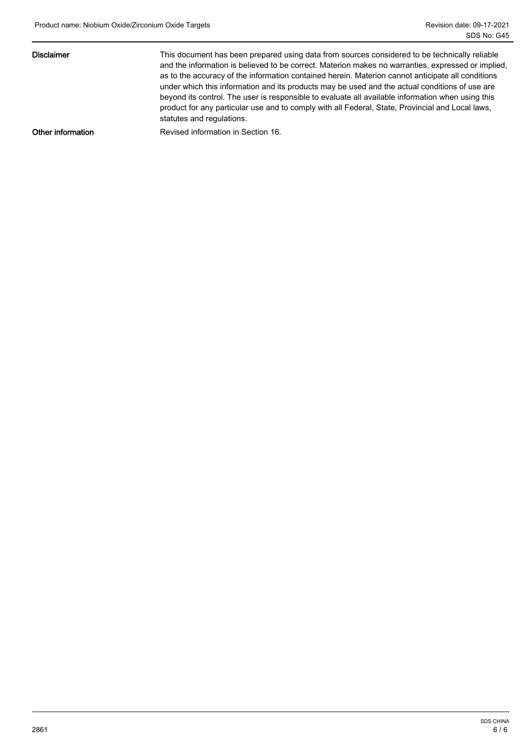**Disclaimer**

This document has been prepared using data from sources considered to be technically reliable and the information is believed to be correct. Materion makes no warranties, expressed or implied, as to the accuracy of the information contained herein. Materion cannot anticipate all conditions under which this information and its products may be used and the actual conditions of use are beyond its control. The user is responsible to evaluate all available information when using this product for any particular use and to comply with all Federal, State, Provincial and Local laws, statutes and regulations.

**Other information**

Revised information in Section 16.